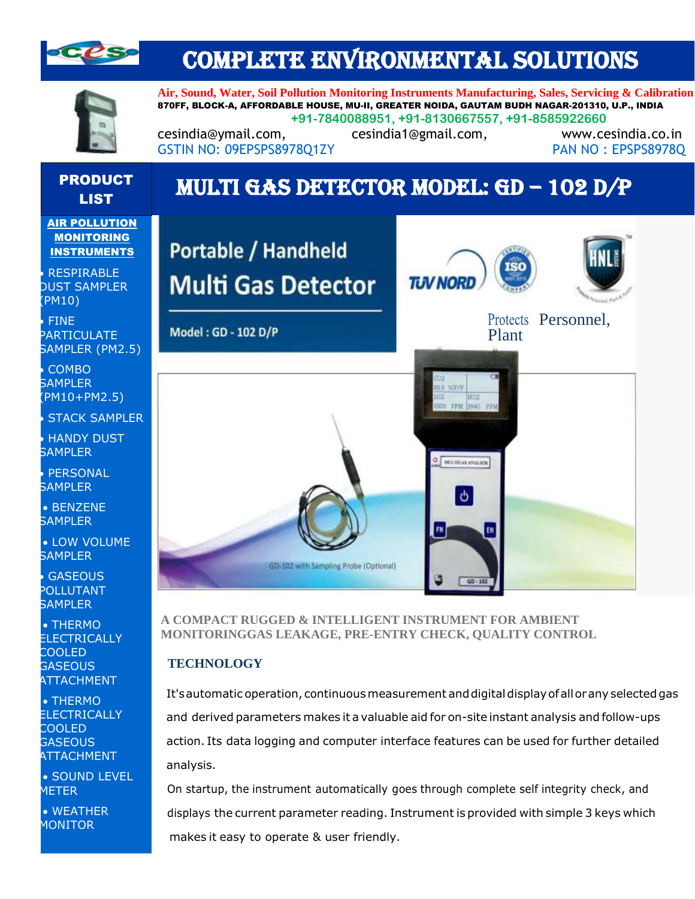# COMPLETE ENVIRONMENTAL SOLUTIONS

**Air, Sound, Water, Soil Pollution Monitoring Instruments Manufacturing, Sales, Servicing & Calibration**

**870FF, BLOCK-A, AFFORDABLE HOUSE, MU-II, GREATER NOIDA, GAUTAM BUDH NAGAR-201310, U.P., INDIA**

**+91-7840088951, +91-8130667557, +91-8585922660**

cesindia@ymail.com, cesindia1@gmail.com, www.cesindia.co.in

GSTIN NO: 09EPSPS8978Q1ZY PAN NO : EPSPS8978Q

## PRODUCT LIST

**AIR POLLUTION MONITORING INSTRUMENTS**

- RESPIRABLE DUST SAMPLER (PM10)
- FINE PARTICULATE SAMPLER (PM2.5)
- COMBO SAMPLER (PM10+PM2.5)
- STACK SAMPLER
- HANDY DUST SAMPLER
- PERSONAL SAMPLER
- BENZENE SAMPLER
- LOW VOLUME SAMPLER
- GASEOUS POLLUTANT SAMPLER
- THERMO ELECTRICALLY COOLED GASEOUS ATTACHMENT
- THERMO ELECTRICALLY COOLED GASEOUS ATTACHMENT
- SOUND LEVEL METER
- WEATHER MONITOR

# MULTI GAS DETECTOR MODEL: GD – 102 D/P

Portable / Handheld Multi Gas Detector

Model : GD - 102 D/P

Protects Personnel, Plant

GD-102 with Sampling Probe (Optional)

**A COMPACT RUGGED & INTELLIGENT INSTRUMENT FOR AMBIENT MONITORINGGAS LEAKAGE, PRE-ENTRY CHECK, QUALITY CONTROL**

## TECHNOLOGY

It's automatic operation, continuous measurement and digital display of all or any selected gas and derived parameters makes it a valuable aid for on-site instant analysis and follow-ups action. Its data logging and computer interface features can be used for further detailed analysis.

On startup, the instrument automatically goes through complete self integrity check, and displays the current parameter reading. Instrument is provided with simple 3 keys which makes it easy to operate & user friendly.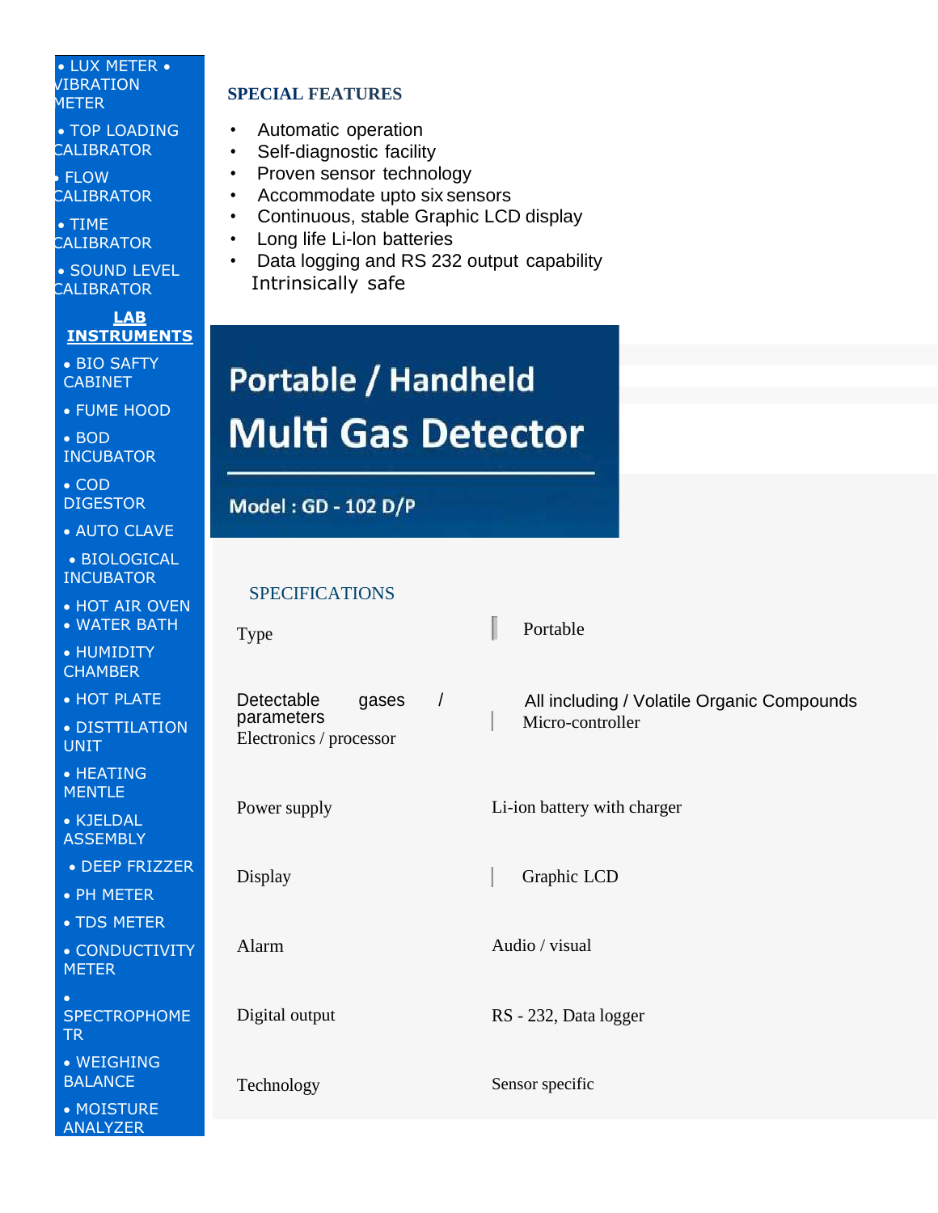- • LUX METER • VIBRATION METER
- • TOP LOADING CALIBRATOR
- • FLOW CALIBRATOR
- • TIME CALIBRATOR
- • SOUND LEVEL CALIBRATOR

**LAB INSTRUMENTS**

- • BIO SAFTY CABINET
- • FUME HOOD
- • BOD INCUBATOR
- • COD DIGESTOR
- • AUTO CLAVE
- • BIOLOGICAL INCUBATOR
- • HOT AIR OVEN
- • WATER BATH
- • HUMIDITY CHAMBER
- • HOT PLATE
- • DISTTILATION UNIT
- • HEATING MENTLE
- • KJELDAL ASSEMBLY
- • DEEP FRIZZER
- • PH METER
- • TDS METER
- • CONDUCTIVITY METER
- • SPECTROPHOMETR
- • WEIGHING BALANCE
- • MOISTURE ANALYZER

## SPECIAL FEATURES

- Automatic operation
- Self-diagnostic facility
- Proven sensor technology
- Accommodate upto six sensors
- Continuous, stable Graphic LCD display
- Long life Li-lon batteries
- Data logging and RS 232 output capability

Intrinsically safe

# Portable / Handheld Multi Gas Detector

**Model : GD - 102 D/P**

## SPECIFICATIONS

| | |
|---|---|
| Type | Portable |
| Detectable gases / parameters | All including / Volatile Organic Compounds |
| Electronics / processor | Micro-controller |
| Power supply | Li-ion battery with charger |
| Display | Graphic LCD |
| Alarm | Audio / visual |
| Digital output | RS - 232, Data logger |
| Technology | Sensor specific |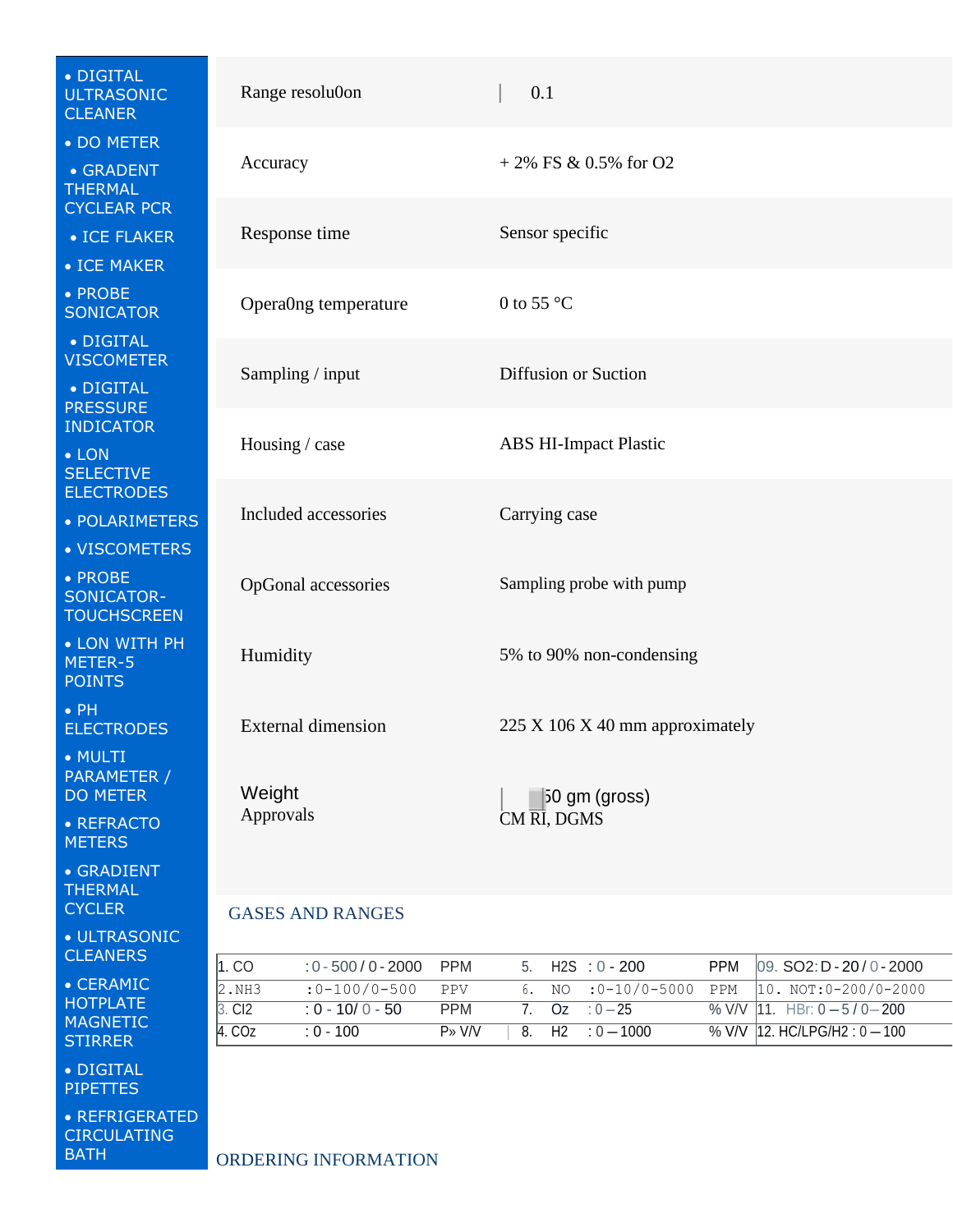- DIGITAL ULTRASONIC CLEANER
- DO METER
- GRADENT THERMAL CYCLEAR PCR
- ICE FLAKER
- ICE MAKER
- PROBE SONICATOR
- DIGITAL VISCOMETER
- DIGITAL PRESSURE INDICATOR
- LON SELECTIVE ELECTRODES
- POLARIMETERS
- VISCOMETERS
- PROBE SONICATOR-TOUCHSCREEN
- LON WITH PH METER-5 POINTS
- PH ELECTRODES
- MULTI PARAMETER / DO METER
- REFRACTO METERS
- GRADIENT THERMAL CYCLER
- ULTRASONIC CLEANERS
- CERAMIC HOTPLATE MAGNETIC STIRRER
- DIGITAL PIPETTES
- REFRIGERATED CIRCULATING BATH

| | |
|---|---|
| Range resolu0on | 0.1 |
| Accuracy | + 2% FS & 0.5% for O2 |
| Response time | Sensor specific |
| Opera0ng temperature | 0 to 55 °C |
| Sampling / input | Diffusion or Suction |
| Housing / case | ABS HI-Impact Plastic |
| Included accessories | Carrying case |
| OpGonal accessories | Sampling probe with pump |
| Humidity | 5% to 90% non-condensing |
| External dimension | 225 X 106 X 40 mm approximately |
| Weight | 50 gm (gross) |
| Approvals | CM RI, DGMS |

## GASES AND RANGES

| | | | | | | | |
|---|---|---|---|---|---|---|---|
| 1. CO | : 0 - 500 / 0 - 2000 | PPM | 5. | H2S | : 0 - 200 | PPM | 09. SO2: D - 20 / 0 - 2000 |
| 2.NH3 | :0-100/0-500 | PPV | 6. | NO | :0-10/0-5000 | PPM | 10. NOT:0-200/0-2000 |
| 3. Cl2 | : 0 - 10/ 0 - 50 | PPM | 7. | Oz | : 0 – 25 | % V/V | 11. HBr: 0 – 5 / 0 – 200 |
| 4. COz | : 0 - 100 | P» V/V | 8. | H2 | : 0 – 1000 | % V/V | 12. HC/LPG/H2 : 0 – 100 |

## ORDERING INFORMATION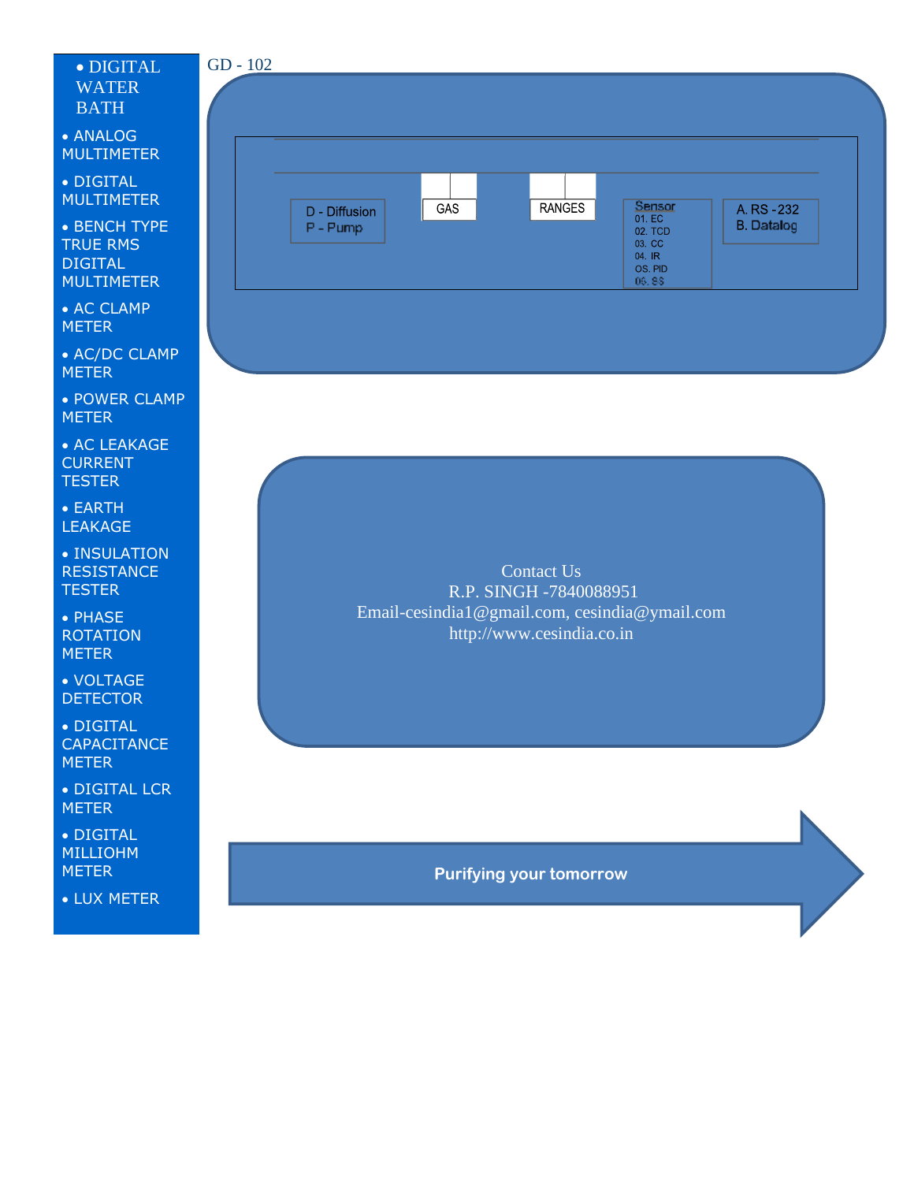- DIGITAL WATER BATH
- ANALOG MULTIMETER
- DIGITAL MULTIMETER
- BENCH TYPE TRUE RMS DIGITAL MULTIMETER
- AC CLAMP METER
- AC/DC CLAMP METER
- POWER CLAMP METER
- AC LEAKAGE CURRENT TESTER
- EARTH LEAKAGE
- INSULATION RESISTANCE TESTER
- PHASE ROTATION METER
- VOLTAGE DETECTOR
- DIGITAL CAPACITANCE METER
- DIGITAL LCR METER
- DIGITAL MILLIOHM METER
- LUX METER

GD - 102

D - Diffusion
P – Pump

GAS

RANGES

Sensor
01. EC
02. TCD
03. CC
04. IR
OS. PID
06. SS

A. RS -232
B. Datalog

Contact Us
R.P. SINGH -7840088951
Email-cesindia1@gmail.com, cesindia@ymail.com
http://www.cesindia.co.in

**Purifying your tomorrow**